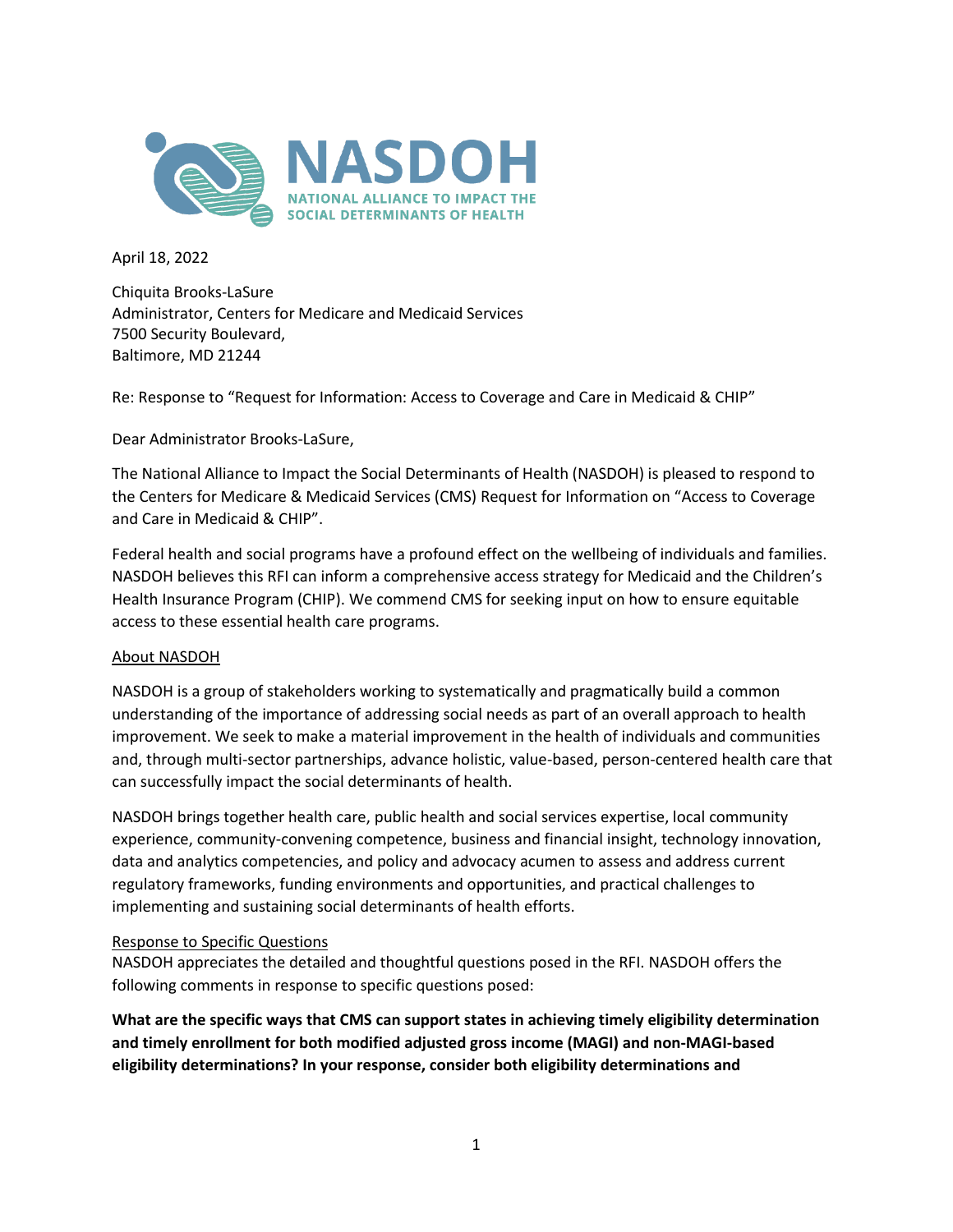**NASDOH**
NATIONAL ALLIANCE TO IMPACT THE SOCIAL DETERMINANTS OF HEALTH

April 18, 2022

Chiquita Brooks-LaSure
Administrator, Centers for Medicare and Medicaid Services
7500 Security Boulevard,
Baltimore, MD 21244

Re: Response to "Request for Information: Access to Coverage and Care in Medicaid & CHIP"

Dear Administrator Brooks-LaSure,

The National Alliance to Impact the Social Determinants of Health (NASDOH) is pleased to respond to the Centers for Medicare & Medicaid Services (CMS) Request for Information on "Access to Coverage and Care in Medicaid & CHIP".

Federal health and social programs have a profound effect on the wellbeing of individuals and families. NASDOH believes this RFI can inform a comprehensive access strategy for Medicaid and the Children's Health Insurance Program (CHIP). We commend CMS for seeking input on how to ensure equitable access to these essential health care programs.

## About NASDOH

NASDOH is a group of stakeholders working to systematically and pragmatically build a common understanding of the importance of addressing social needs as part of an overall approach to health improvement. We seek to make a material improvement in the health of individuals and communities and, through multi-sector partnerships, advance holistic, value-based, person-centered health care that can successfully impact the social determinants of health.

NASDOH brings together health care, public health and social services expertise, local community experience, community-convening competence, business and financial insight, technology innovation, data and analytics competencies, and policy and advocacy acumen to assess and address current regulatory frameworks, funding environments and opportunities, and practical challenges to implementing and sustaining social determinants of health efforts.

## Response to Specific Questions

NASDOH appreciates the detailed and thoughtful questions posed in the RFI. NASDOH offers the following comments in response to specific questions posed:

**What are the specific ways that CMS can support states in achieving timely eligibility determination and timely enrollment for both modified adjusted gross income (MAGI) and non-MAGI-based eligibility determinations? In your response, consider both eligibility determinations and**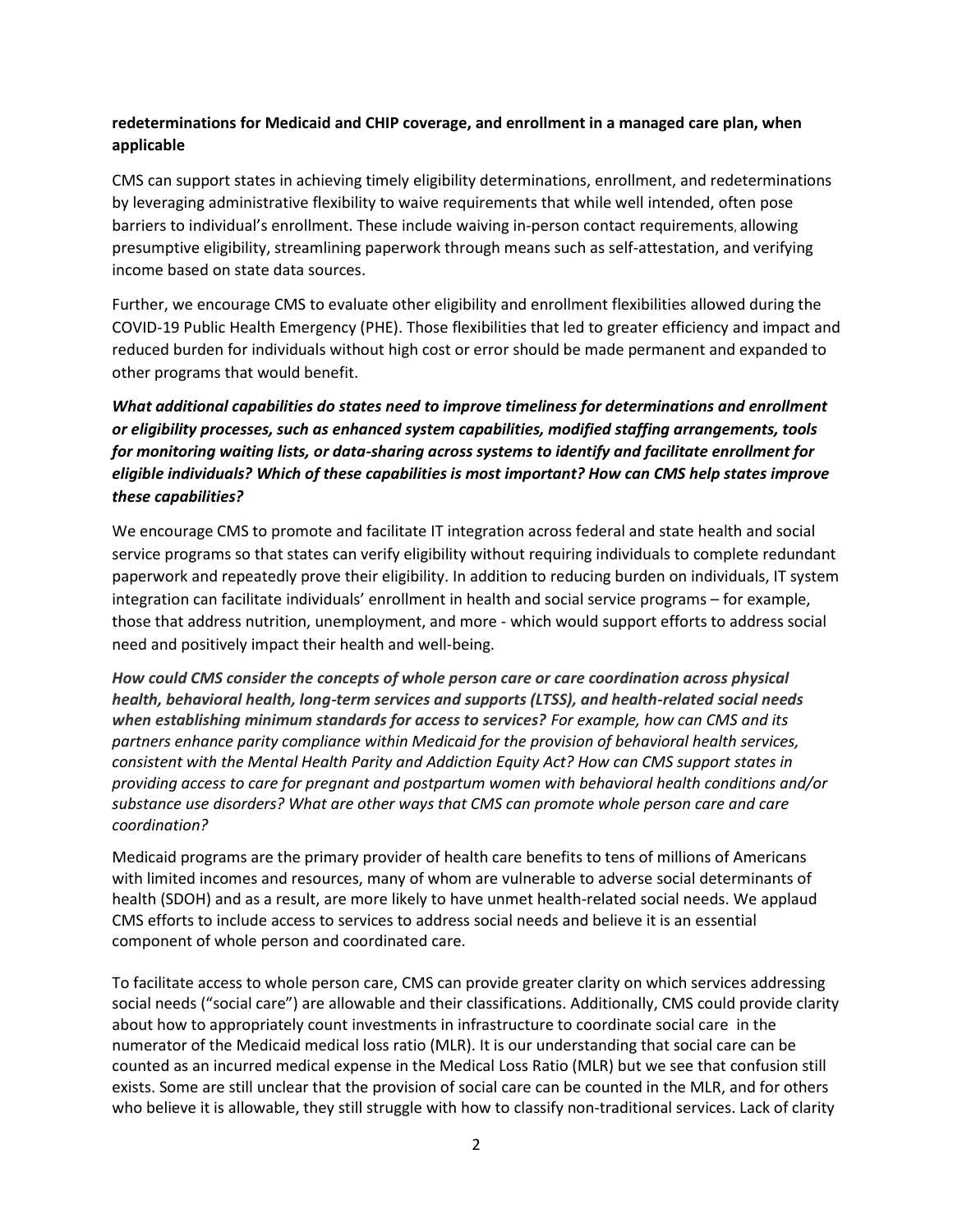**redeterminations for Medicaid and CHIP coverage, and enrollment in a managed care plan, when applicable**

CMS can support states in achieving timely eligibility determinations, enrollment, and redeterminations by leveraging administrative flexibility to waive requirements that while well intended, often pose barriers to individual's enrollment. These include waiving in-person contact requirements, allowing presumptive eligibility, streamlining paperwork through means such as self-attestation, and verifying income based on state data sources.

Further, we encourage CMS to evaluate other eligibility and enrollment flexibilities allowed during the COVID-19 Public Health Emergency (PHE). Those flexibilities that led to greater efficiency and impact and reduced burden for individuals without high cost or error should be made permanent and expanded to other programs that would benefit.

***What additional capabilities do states need to improve timeliness for determinations and enrollment or eligibility processes, such as enhanced system capabilities, modified staffing arrangements, tools for monitoring waiting lists, or data-sharing across systems to identify and facilitate enrollment for eligible individuals? Which of these capabilities is most important? How can CMS help states improve these capabilities?***

We encourage CMS to promote and facilitate IT integration across federal and state health and social service programs so that states can verify eligibility without requiring individuals to complete redundant paperwork and repeatedly prove their eligibility. In addition to reducing burden on individuals, IT system integration can facilitate individuals' enrollment in health and social service programs – for example, those that address nutrition, unemployment, and more - which would support efforts to address social need and positively impact their health and well-being.

***How could CMS consider the concepts of whole person care or care coordination across physical health, behavioral health, long-term services and supports (LTSS), and health-related social needs when establishing minimum standards for access to services? For example, how can CMS and its partners enhance parity compliance within Medicaid for the provision of behavioral health services, consistent with the Mental Health Parity and Addiction Equity Act? How can CMS support states in providing access to care for pregnant and postpartum women with behavioral health conditions and/or substance use disorders? What are other ways that CMS can promote whole person care and care coordination?***

Medicaid programs are the primary provider of health care benefits to tens of millions of Americans with limited incomes and resources, many of whom are vulnerable to adverse social determinants of health (SDOH) and as a result, are more likely to have unmet health-related social needs. We applaud CMS efforts to include access to services to address social needs and believe it is an essential component of whole person and coordinated care.

To facilitate access to whole person care, CMS can provide greater clarity on which services addressing social needs ("social care") are allowable and their classifications. Additionally, CMS could provide clarity about how to appropriately count investments in infrastructure to coordinate social care in the numerator of the Medicaid medical loss ratio (MLR). It is our understanding that social care can be counted as an incurred medical expense in the Medical Loss Ratio (MLR) but we see that confusion still exists. Some are still unclear that the provision of social care can be counted in the MLR, and for others who believe it is allowable, they still struggle with how to classify non-traditional services. Lack of clarity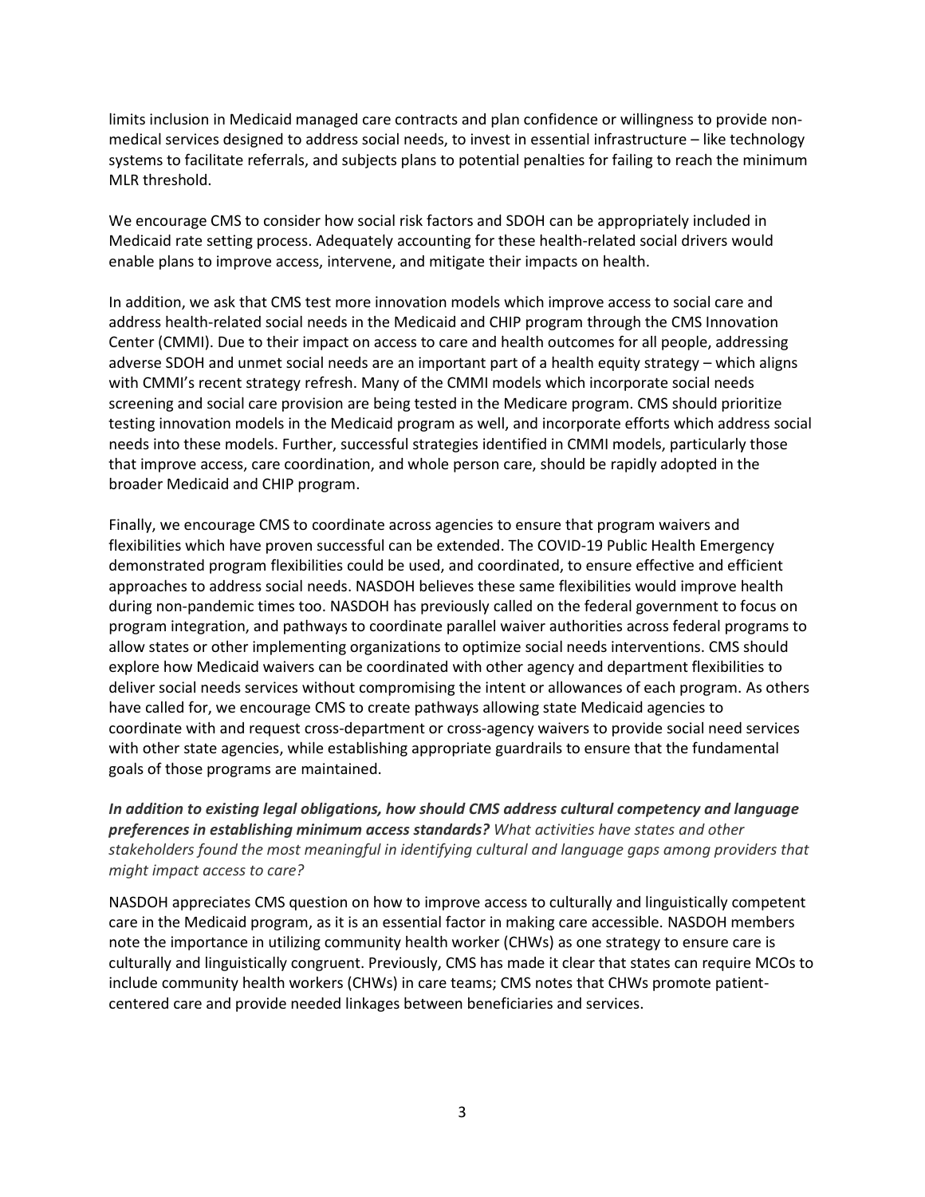limits inclusion in Medicaid managed care contracts and plan confidence or willingness to provide non-medical services designed to address social needs, to invest in essential infrastructure – like technology systems to facilitate referrals, and subjects plans to potential penalties for failing to reach the minimum MLR threshold.

We encourage CMS to consider how social risk factors and SDOH can be appropriately included in Medicaid rate setting process. Adequately accounting for these health-related social drivers would enable plans to improve access, intervene, and mitigate their impacts on health.

In addition, we ask that CMS test more innovation models which improve access to social care and address health-related social needs in the Medicaid and CHIP program through the CMS Innovation Center (CMMI). Due to their impact on access to care and health outcomes for all people, addressing adverse SDOH and unmet social needs are an important part of a health equity strategy – which aligns with CMMI's recent strategy refresh. Many of the CMMI models which incorporate social needs screening and social care provision are being tested in the Medicare program. CMS should prioritize testing innovation models in the Medicaid program as well, and incorporate efforts which address social needs into these models. Further, successful strategies identified in CMMI models, particularly those that improve access, care coordination, and whole person care, should be rapidly adopted in the broader Medicaid and CHIP program.

Finally, we encourage CMS to coordinate across agencies to ensure that program waivers and flexibilities which have proven successful can be extended. The COVID-19 Public Health Emergency demonstrated program flexibilities could be used, and coordinated, to ensure effective and efficient approaches to address social needs. NASDOH believes these same flexibilities would improve health during non-pandemic times too. NASDOH has previously called on the federal government to focus on program integration, and pathways to coordinate parallel waiver authorities across federal programs to allow states or other implementing organizations to optimize social needs interventions. CMS should explore how Medicaid waivers can be coordinated with other agency and department flexibilities to deliver social needs services without compromising the intent or allowances of each program. As others have called for, we encourage CMS to create pathways allowing state Medicaid agencies to coordinate with and request cross-department or cross-agency waivers to provide social need services with other state agencies, while establishing appropriate guardrails to ensure that the fundamental goals of those programs are maintained.

***In addition to existing legal obligations, how should CMS address cultural competency and language preferences in establishing minimum access standards?*** *What activities have states and other stakeholders found the most meaningful in identifying cultural and language gaps among providers that might impact access to care?*

NASDOH appreciates CMS question on how to improve access to culturally and linguistically competent care in the Medicaid program, as it is an essential factor in making care accessible. NASDOH members note the importance in utilizing community health worker (CHWs) as one strategy to ensure care is culturally and linguistically congruent. Previously, CMS has made it clear that states can require MCOs to include community health workers (CHWs) in care teams; CMS notes that CHWs promote patient-centered care and provide needed linkages between beneficiaries and services.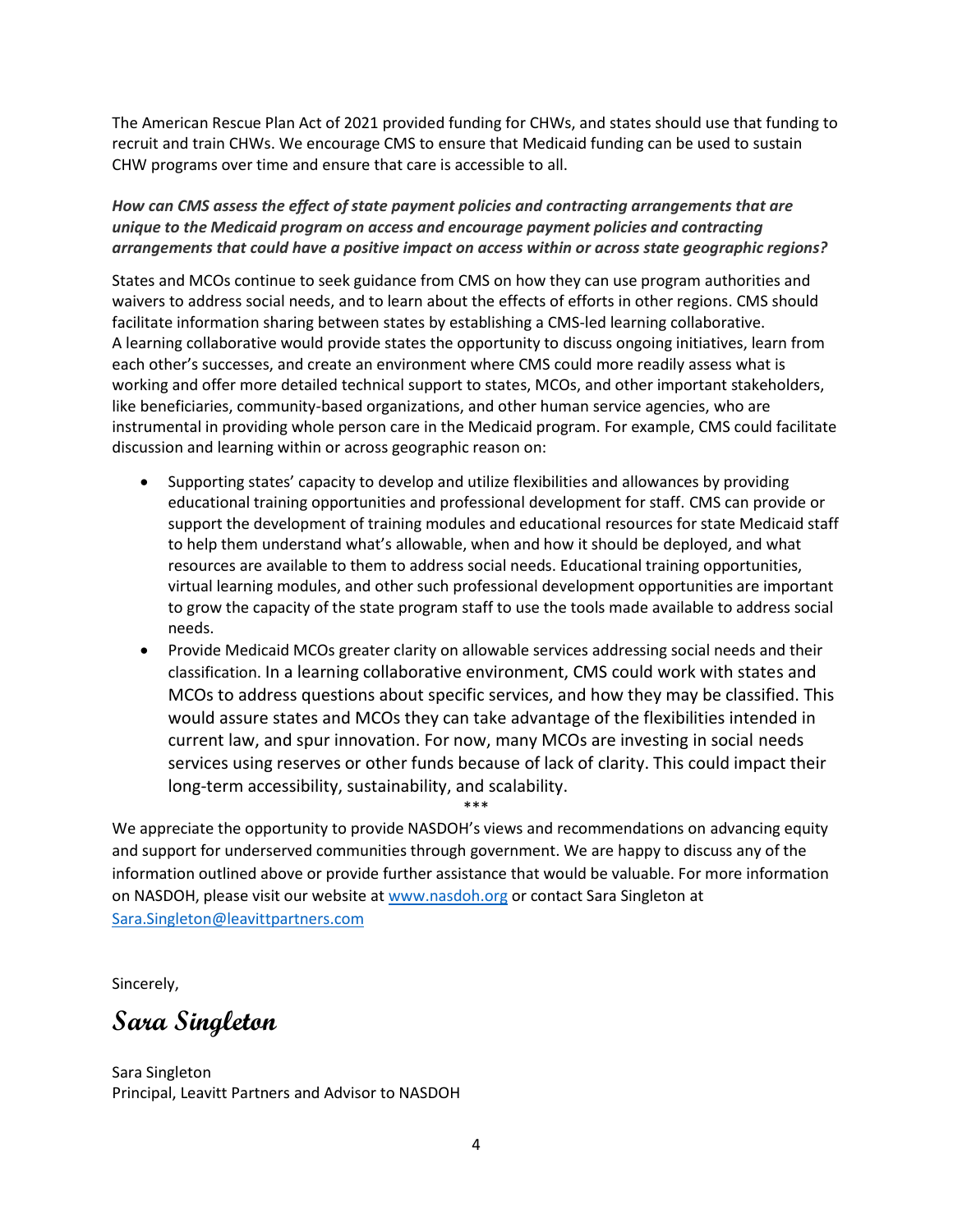The American Rescue Plan Act of 2021 provided funding for CHWs, and states should use that funding to recruit and train CHWs. We encourage CMS to ensure that Medicaid funding can be used to sustain CHW programs over time and ensure that care is accessible to all.

***How can CMS assess the effect of state payment policies and contracting arrangements that are unique to the Medicaid program on access and encourage payment policies and contracting arrangements that could have a positive impact on access within or across state geographic regions?***

States and MCOs continue to seek guidance from CMS on how they can use program authorities and waivers to address social needs, and to learn about the effects of efforts in other regions. CMS should facilitate information sharing between states by establishing a CMS-led learning collaborative. A learning collaborative would provide states the opportunity to discuss ongoing initiatives, learn from each other's successes, and create an environment where CMS could more readily assess what is working and offer more detailed technical support to states, MCOs, and other important stakeholders, like beneficiaries, community-based organizations, and other human service agencies, who are instrumental in providing whole person care in the Medicaid program. For example, CMS could facilitate discussion and learning within or across geographic reason on:

- Supporting states' capacity to develop and utilize flexibilities and allowances by providing educational training opportunities and professional development for staff. CMS can provide or support the development of training modules and educational resources for state Medicaid staff to help them understand what's allowable, when and how it should be deployed, and what resources are available to them to address social needs. Educational training opportunities, virtual learning modules, and other such professional development opportunities are important to grow the capacity of the state program staff to use the tools made available to address social needs.
- Provide Medicaid MCOs greater clarity on allowable services addressing social needs and their classification. In a learning collaborative environment, CMS could work with states and MCOs to address questions about specific services, and how they may be classified. This would assure states and MCOs they can take advantage of the flexibilities intended in current law, and spur innovation. For now, many MCOs are investing in social needs services using reserves or other funds because of lack of clarity. This could impact their long-term accessibility, sustainability, and scalability.

\*\*\*

We appreciate the opportunity to provide NASDOH's views and recommendations on advancing equity and support for underserved communities through government. We are happy to discuss any of the information outlined above or provide further assistance that would be valuable. For more information on NASDOH, please visit our website at [www.nasdoh.org](http://www.nasdoh.org) or contact Sara Singleton at [Sara.Singleton@leavittpartners.com](mailto:Sara.Singleton@leavittpartners.com)

Sincerely,

*Sara Singleton*

Sara Singleton
Principal, Leavitt Partners and Advisor to NASDOH